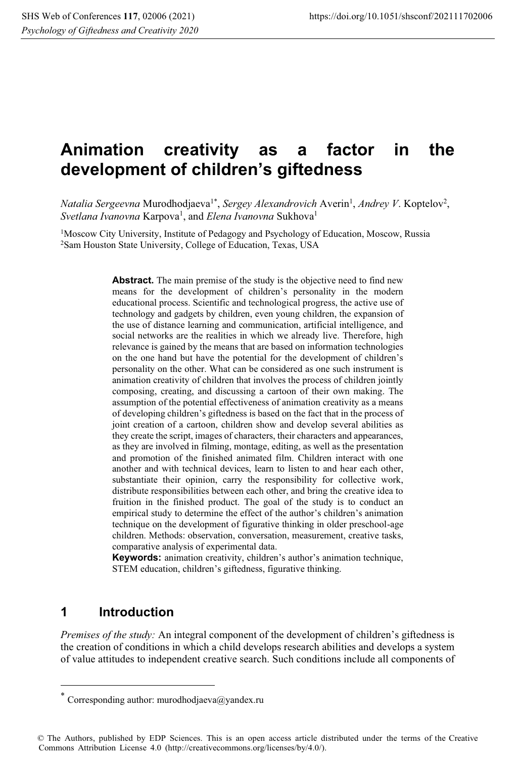# Animation creativity as a factor in the development of children's giftedness

*Natalia Sergeevna* Murodhodjaeva[1*], *Sergey Alexandrovich* Averin[1], *Andrey V*. Koptelov[2], *Svetlana Ivanovna* Karpova[1], and *Elena Ivanovna* Sukhova[1]

[1]Moscow City University, Institute of Pedagogy and Psychology of Education, Moscow, Russia
[2]Sam Houston State University, College of Education, Texas, USA

**Abstract.** The main premise of the study is the objective need to find new means for the development of children's personality in the modern educational process. Scientific and technological progress, the active use of technology and gadgets by children, even young children, the expansion of the use of distance learning and communication, artificial intelligence, and social networks are the realities in which we already live. Therefore, high relevance is gained by the means that are based on information technologies on the one hand but have the potential for the development of children's personality on the other. What can be considered as one such instrument is animation creativity of children that involves the process of children jointly composing, creating, and discussing a cartoon of their own making. The assumption of the potential effectiveness of animation creativity as a means of developing children's giftedness is based on the fact that in the process of joint creation of a cartoon, children show and develop several abilities as they create the script, images of characters, their characters and appearances, as they are involved in filming, montage, editing, as well as the presentation and promotion of the finished animated film. Children interact with one another and with technical devices, learn to listen to and hear each other, substantiate their opinion, carry the responsibility for collective work, distribute responsibilities between each other, and bring the creative idea to fruition in the finished product. The goal of the study is to conduct an empirical study to determine the effect of the author's children's animation technique on the development of figurative thinking in older preschool-age children. Methods: observation, conversation, measurement, creative tasks, comparative analysis of experimental data.

**Keywords:** animation creativity, children's author's animation technique, STEM education, children's giftedness, figurative thinking.

## 1 Introduction

*Premises of the study:* An integral component of the development of children's giftedness is the creation of conditions in which a child develops research abilities and develops a system of value attitudes to independent creative search. Such conditions include all components of

---

[*] Corresponding author: murodhodjaeva@yandex.ru

© The Authors, published by EDP Sciences. This is an open access article distributed under the terms of the Creative Commons Attribution License 4.0 (http://creativecommons.org/licenses/by/4.0/).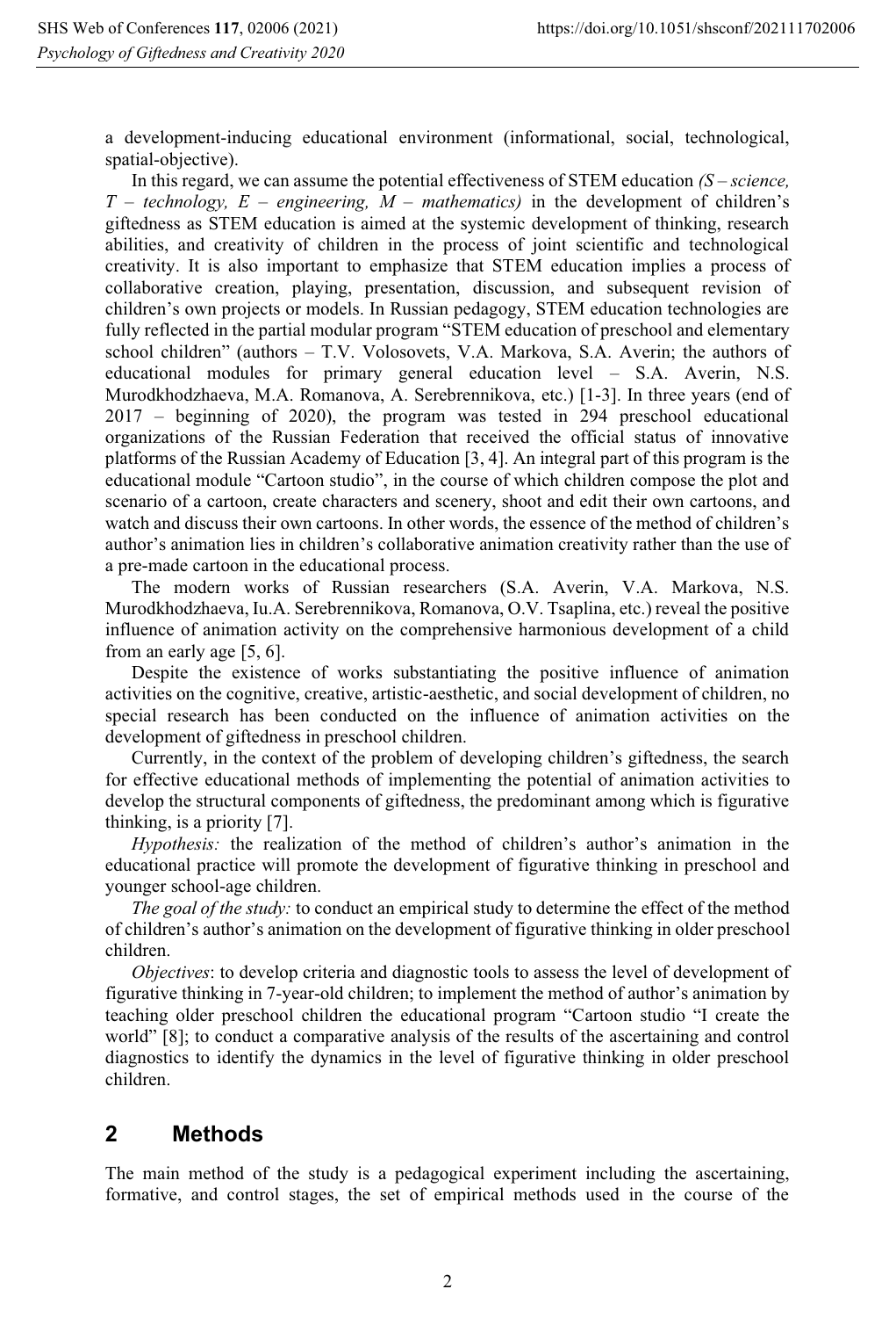a development-inducing educational environment (informational, social, technological, spatial-objective).

In this regard, we can assume the potential effectiveness of STEM education *(S – science, T – technology, E – engineering, M – mathematics)* in the development of children's giftedness as STEM education is aimed at the systemic development of thinking, research abilities, and creativity of children in the process of joint scientific and technological creativity. It is also important to emphasize that STEM education implies a process of collaborative creation, playing, presentation, discussion, and subsequent revision of children's own projects or models. In Russian pedagogy, STEM education technologies are fully reflected in the partial modular program "STEM education of preschool and elementary school children" (authors – T.V. Volosovets, V.A. Markova, S.A. Averin; the authors of educational modules for primary general education level – S.A. Averin, N.S. Murodkhodzhaeva, M.A. Romanova, A. Serebrennikova, etc.) [1-3]. In three years (end of 2017 – beginning of 2020), the program was tested in 294 preschool educational organizations of the Russian Federation that received the official status of innovative platforms of the Russian Academy of Education [3, 4]. An integral part of this program is the educational module "Cartoon studio", in the course of which children compose the plot and scenario of a cartoon, create characters and scenery, shoot and edit their own cartoons, and watch and discuss their own cartoons. In other words, the essence of the method of children's author's animation lies in children's collaborative animation creativity rather than the use of a pre-made cartoon in the educational process.

The modern works of Russian researchers (S.A. Averin, V.A. Markova, N.S. Murodkhodzhaeva, Iu.A. Serebrennikova, Romanova, O.V. Tsaplina, etc.) reveal the positive influence of animation activity on the comprehensive harmonious development of a child from an early age [5, 6].

Despite the existence of works substantiating the positive influence of animation activities on the cognitive, creative, artistic-aesthetic, and social development of children, no special research has been conducted on the influence of animation activities on the development of giftedness in preschool children.

Currently, in the context of the problem of developing children's giftedness, the search for effective educational methods of implementing the potential of animation activities to develop the structural components of giftedness, the predominant among which is figurative thinking, is a priority [7].

*Hypothesis:* the realization of the method of children's author's animation in the educational practice will promote the development of figurative thinking in preschool and younger school-age children.

*The goal of the study:* to conduct an empirical study to determine the effect of the method of children's author's animation on the development of figurative thinking in older preschool children.

*Objectives*: to develop criteria and diagnostic tools to assess the level of development of figurative thinking in 7-year-old children; to implement the method of author's animation by teaching older preschool children the educational program "Cartoon studio "I create the world" [8]; to conduct a comparative analysis of the results of the ascertaining and control diagnostics to identify the dynamics in the level of figurative thinking in older preschool children.

## 2 Methods

The main method of the study is a pedagogical experiment including the ascertaining, formative, and control stages, the set of empirical methods used in the course of the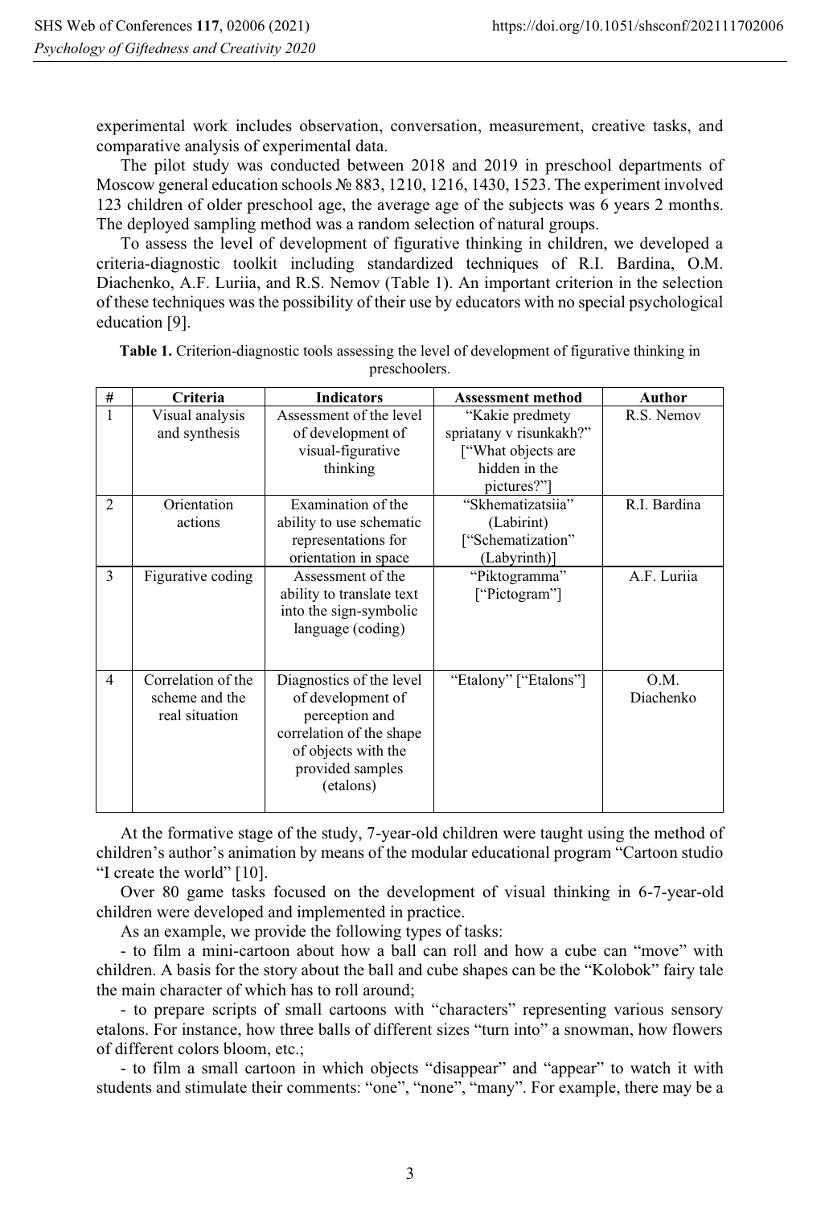experimental work includes observation, conversation, measurement, creative tasks, and comparative analysis of experimental data.

The pilot study was conducted between 2018 and 2019 in preschool departments of Moscow general education schools № 883, 1210, 1216, 1430, 1523. The experiment involved 123 children of older preschool age, the average age of the subjects was 6 years 2 months. The deployed sampling method was a random selection of natural groups.

To assess the level of development of figurative thinking in children, we developed a criteria-diagnostic toolkit including standardized techniques of R.I. Bardina, O.M. Diachenko, A.F. Luriia, and R.S. Nemov (Table 1). An important criterion in the selection of these techniques was the possibility of their use by educators with no special psychological education [9].

**Table 1.** Criterion-diagnostic tools assessing the level of development of figurative thinking in preschoolers.

| # | Criteria | Indicators | Assessment method | Author |
|---|---|---|---|---|
| 1 | Visual analysis and synthesis | Assessment of the level of development of visual-figurative thinking | "Kakie predmety spriatany v risunkakh?" ["What objects are hidden in the pictures?"] | R.S. Nemov |
| 2 | Orientation actions | Examination of the ability to use schematic representations for orientation in space | "Skhematizatsiia" (Labirint) ["Schematization" (Labyrinth)] | R.I. Bardina |
| 3 | Figurative coding | Assessment of the ability to translate text into the sign-symbolic language (coding) | "Piktogramma" ["Pictogram"] | A.F. Luriia |
| 4 | Correlation of the scheme and the real situation | Diagnostics of the level of development of perception and correlation of the shape of objects with the provided samples (etalons) | "Etalony" ["Etalons"] | O.M. Diachenko |

At the formative stage of the study, 7-year-old children were taught using the method of children's author's animation by means of the modular educational program "Cartoon studio "I create the world" [10].

Over 80 game tasks focused on the development of visual thinking in 6-7-year-old children were developed and implemented in practice.

As an example, we provide the following types of tasks:

- to film a mini-cartoon about how a ball can roll and how a cube can "move" with children. A basis for the story about the ball and cube shapes can be the "Kolobok" fairy tale the main character of which has to roll around;
- to prepare scripts of small cartoons with "characters" representing various sensory etalons. For instance, how three balls of different sizes "turn into" a snowman, how flowers of different colors bloom, etc.;
- to film a small cartoon in which objects "disappear" and "appear" to watch it with students and stimulate their comments: "one", "none", "many". For example, there may be a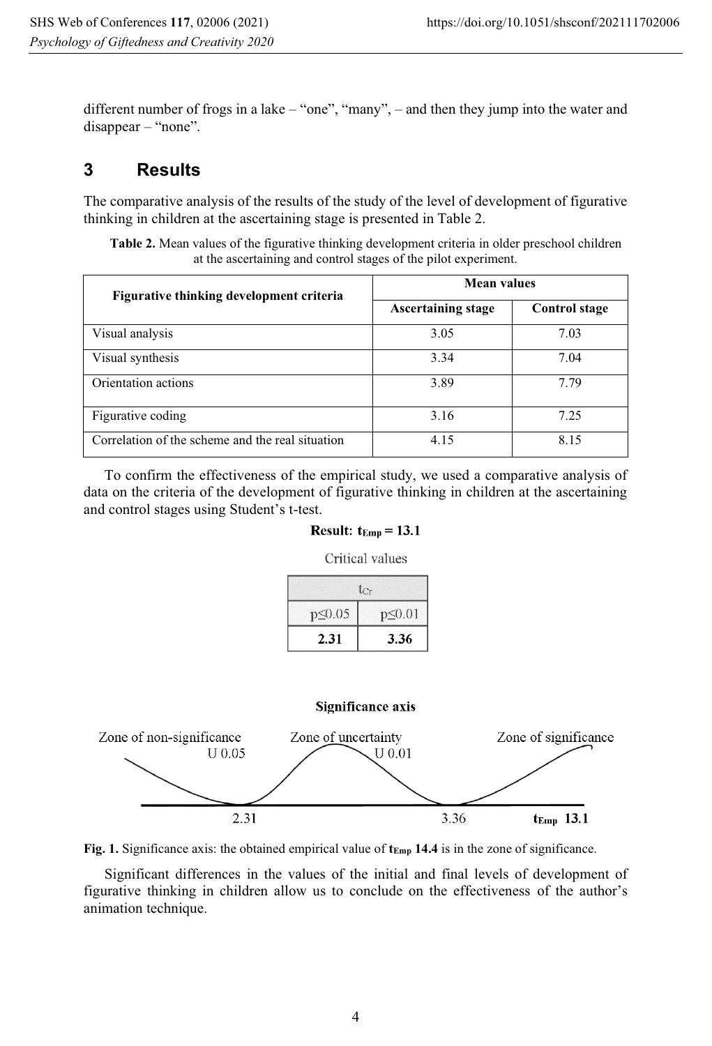different number of frogs in a lake – “one”, “many”, – and then they jump into the water and disappear – “none”.

## 3 Results

The comparative analysis of the results of the study of the level of development of figurative thinking in children at the ascertaining stage is presented in Table 2.

**Table 2.** Mean values of the figurative thinking development criteria in older preschool children at the ascertaining and control stages of the pilot experiment.

| Figurative thinking development criteria | Mean values | |
|---|---|---|
| | Ascertaining stage | Control stage |
| Visual analysis | 3.05 | 7.03 |
| Visual synthesis | 3.34 | 7.04 |
| Orientation actions | 3.89 | 7.79 |
| Figurative coding | 3.16 | 7.25 |
| Correlation of the scheme and the real situation | 4.15 | 8.15 |

To confirm the effectiveness of the empirical study, we used a comparative analysis of data on the criteria of the development of figurative thinking in children at the ascertaining and control stages using Student’s t-test.

**Result: $t_{Emp} = 13.1$**

Critical values

| $t_{Cr}$ | |
|---|---|
| $p \leq 0.05$ | $p \leq 0.01$ |
| **2.31** | **3.36** |

**Significance axis**

Zone of non-significance U 0.05 | Zone of uncertainty U 0.01 | Zone of significance

2.31 | 3.36 | $t_{Emp}$ 13.1

**Fig. 1.** Significance axis: the obtained empirical value of $t_{Emp}$ **14.4** is in the zone of significance.

Significant differences in the values of the initial and final levels of development of figurative thinking in children allow us to conclude on the effectiveness of the author’s animation technique.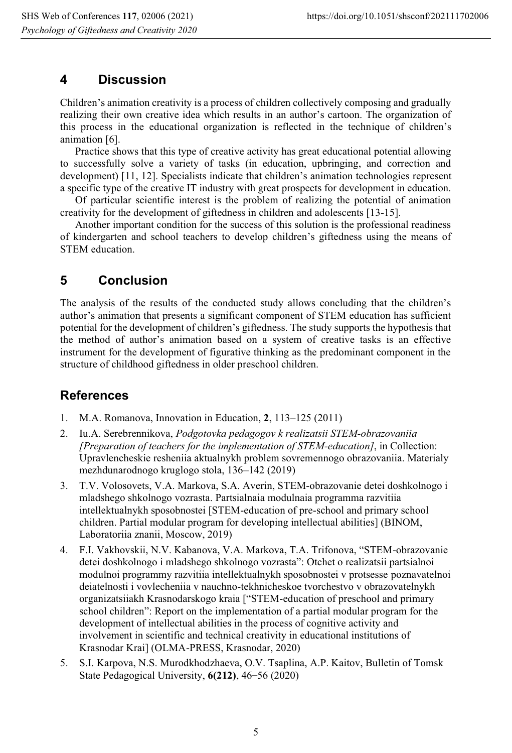## 4 Discussion

Children's animation creativity is a process of children collectively composing and gradually realizing their own creative idea which results in an author's cartoon. The organization of this process in the educational organization is reflected in the technique of children's animation [6].

Practice shows that this type of creative activity has great educational potential allowing to successfully solve a variety of tasks (in education, upbringing, and correction and development) [11, 12]. Specialists indicate that children's animation technologies represent a specific type of the creative IT industry with great prospects for development in education.

Of particular scientific interest is the problem of realizing the potential of animation creativity for the development of giftedness in children and adolescents [13-15].

Another important condition for the success of this solution is the professional readiness of kindergarten and school teachers to develop children's giftedness using the means of STEM education.

## 5 Conclusion

The analysis of the results of the conducted study allows concluding that the children's author's animation that presents a significant component of STEM education has sufficient potential for the development of children's giftedness. The study supports the hypothesis that the method of author's animation based on a system of creative tasks is an effective instrument for the development of figurative thinking as the predominant component in the structure of childhood giftedness in older preschool children.

## References

1. M.A. Romanova, Innovation in Education, **2**, 113–125 (2011)
2. Iu.A. Serebrennikova, *Podgotovka pedagogov k realizatsii STEM-obrazovaniia [Preparation of teachers for the implementation of STEM-education]*, in Collection: Upravlencheskie resheniia aktualnykh problem sovremennogo obrazovaniia. Materialy mezhdunarodnogo kruglogo stola, 136–142 (2019)
3. T.V. Volosovets, V.A. Markova, S.A. Averin, STEM-obrazovanie detei doshkolnogo i mladshego shkolnogo vozrasta. Partsialnaia modulnaia programma razvitiia intellektualnykh sposobnostei [STEM-education of pre-school and primary school children. Partial modular program for developing intellectual abilities] (BINOM, Laboratoriia znanii, Moscow, 2019)
4. F.I. Vakhovskii, N.V. Kabanova, V.A. Markova, T.A. Trifonova, "STEM-obrazovanie detei doshkolnogo i mladshego shkolnogo vozrasta": Otchet o realizatsii partsialnoi modulnoi programmy razvitiia intellektualnykh sposobnostei v protsesse poznavatelnoi deiatelnosti i vovlecheniia v nauchno-tekhnicheskoe tvorchestvo v obrazovatelnykh organizatsiiakh Krasnodarskogo kraia ["STEM-education of preschool and primary school children": Report on the implementation of a partial modular program for the development of intellectual abilities in the process of cognitive activity and involvement in scientific and technical creativity in educational institutions of Krasnodar Krai] (OLMA-PRESS, Krasnodar, 2020)
5. S.I. Karpova, N.S. Murodkhodzhaeva, O.V. Tsaplina, A.P. Kaitov, Bulletin of Tomsk State Pedagogical University, **6(212)**, 46–56 (2020)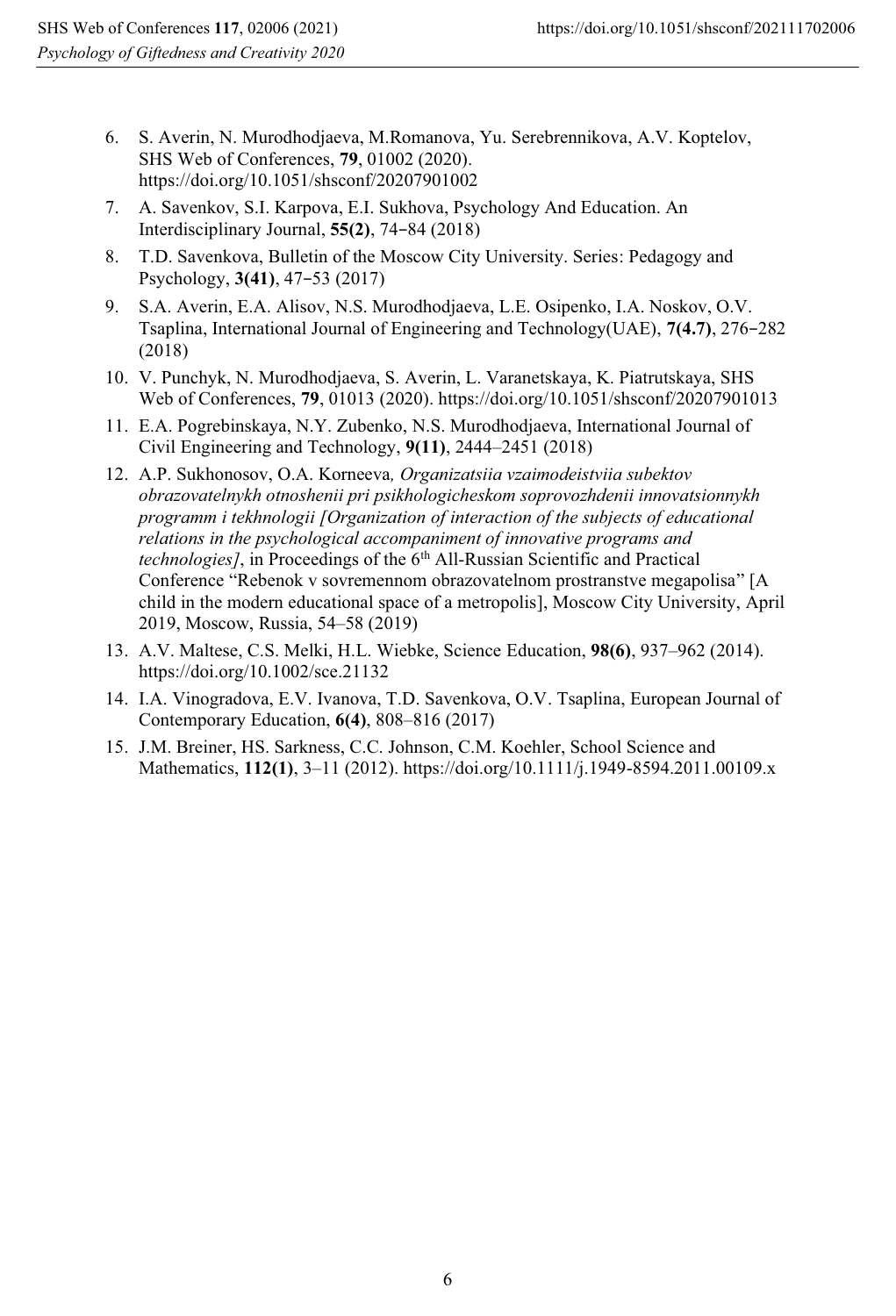6. S. Averin, N. Murodhodjaeva, M.Romanova, Yu. Serebrennikova, A.V. Koptelov, SHS Web of Conferences, **79**, 01002 (2020). https://doi.org/10.1051/shsconf/20207901002
7. A. Savenkov, S.I. Karpova, E.I. Sukhova, Psychology And Education. An Interdisciplinary Journal, **55(2)**, 74–84 (2018)
8. T.D. Savenkova, Bulletin of the Moscow City University. Series: Pedagogy and Psychology, **3(41)**, 47–53 (2017)
9. S.A. Averin, E.A. Alisov, N.S. Murodhodjaeva, L.E. Osipenko, I.A. Noskov, O.V. Tsaplina, International Journal of Engineering and Technology(UAE), **7(4.7)**, 276–282 (2018)
10. V. Punchyk, N. Murodhodjaeva, S. Averin, L. Varanetskaya, K. Piatrutskaya, SHS Web of Conferences, **79**, 01013 (2020). https://doi.org/10.1051/shsconf/20207901013
11. E.A. Pogrebinskaya, N.Y. Zubenko, N.S. Murodhodjaeva, International Journal of Civil Engineering and Technology, **9(11)**, 2444–2451 (2018)
12. A.P. Sukhonosov, O.A. Korneeva, *Organizatsiia vzaimodeistviia subektov obrazovatelnykh otnoshenii pri psikhologicheskom soprovozhdenii innovatsionnykh programm i tekhnologii [Organization of interaction of the subjects of educational relations in the psychological accompaniment of innovative programs and technologies]*, in Proceedings of the 6th All-Russian Scientific and Practical Conference "Rebenok v sovremennom obrazovatelnom prostranstve megapolisa" [A child in the modern educational space of a metropolis], Moscow City University, April 2019, Moscow, Russia, 54–58 (2019)
13. A.V. Maltese, C.S. Melki, H.L. Wiebke, Science Education, **98(6)**, 937–962 (2014). https://doi.org/10.1002/sce.21132
14. I.A. Vinogradova, E.V. Ivanova, T.D. Savenkova, O.V. Tsaplina, European Journal of Contemporary Education, **6(4)**, 808–816 (2017)
15. J.M. Breiner, HS. Sarkness, C.C. Johnson, C.M. Koehler, School Science and Mathematics, **112(1)**, 3–11 (2012). https://doi.org/10.1111/j.1949-8594.2011.00109.x